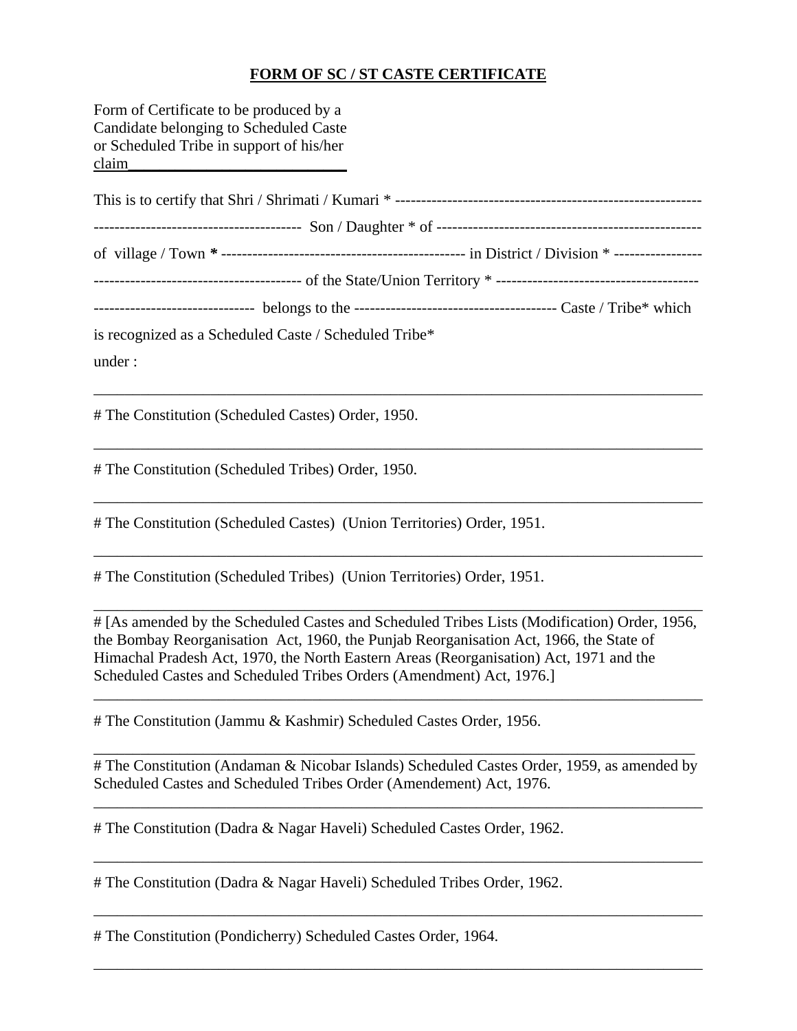## FORM OF SC / ST CASTE CERTIFICATE

Form of Certificate to be produced by a Candidate belonging to Scheduled Caste or Scheduled Tribe in support of his/her claim\_\_\_\_\_\_\_\_\_\_\_\_\_\_\_\_\_\_\_\_\_\_\_\_\_\_\_\_\_

This is to certify that Shri / Shrimati / Kumari * ---------------------------------------------------------- --------------------------------------- Son / Daughter * of --------------------------------------------------- of village / Town * ---------------------------------------------- in District / Division * ----------------- --------------------------------------- of the State/Union Territory * -------------------------------------- ------------------------------ belongs to the -------------------------------------- Caste / Tribe* which is recognized as a Scheduled Caste / Scheduled Tribe*

under :

---

# The Constitution (Scheduled Castes) Order, 1950.

---

# The Constitution (Scheduled Tribes) Order, 1950.

---

# The Constitution (Scheduled Castes) (Union Territories) Order, 1951.

---

# The Constitution (Scheduled Tribes) (Union Territories) Order, 1951.

---

# [As amended by the Scheduled Castes and Scheduled Tribes Lists (Modification) Order, 1956, the Bombay Reorganisation Act, 1960, the Punjab Reorganisation Act, 1966, the State of Himachal Pradesh Act, 1970, the North Eastern Areas (Reorganisation) Act, 1971 and the Scheduled Castes and Scheduled Tribes Orders (Amendment) Act, 1976.]

---

# The Constitution (Jammu & Kashmir) Scheduled Castes Order, 1956.

---

# The Constitution (Andaman & Nicobar Islands) Scheduled Castes Order, 1959, as amended by Scheduled Castes and Scheduled Tribes Order (Amendement) Act, 1976.

---

# The Constitution (Dadra & Nagar Haveli) Scheduled Castes Order, 1962.

---

# The Constitution (Dadra & Nagar Haveli) Scheduled Tribes Order, 1962.

---

# The Constitution (Pondicherry) Scheduled Castes Order, 1964.

---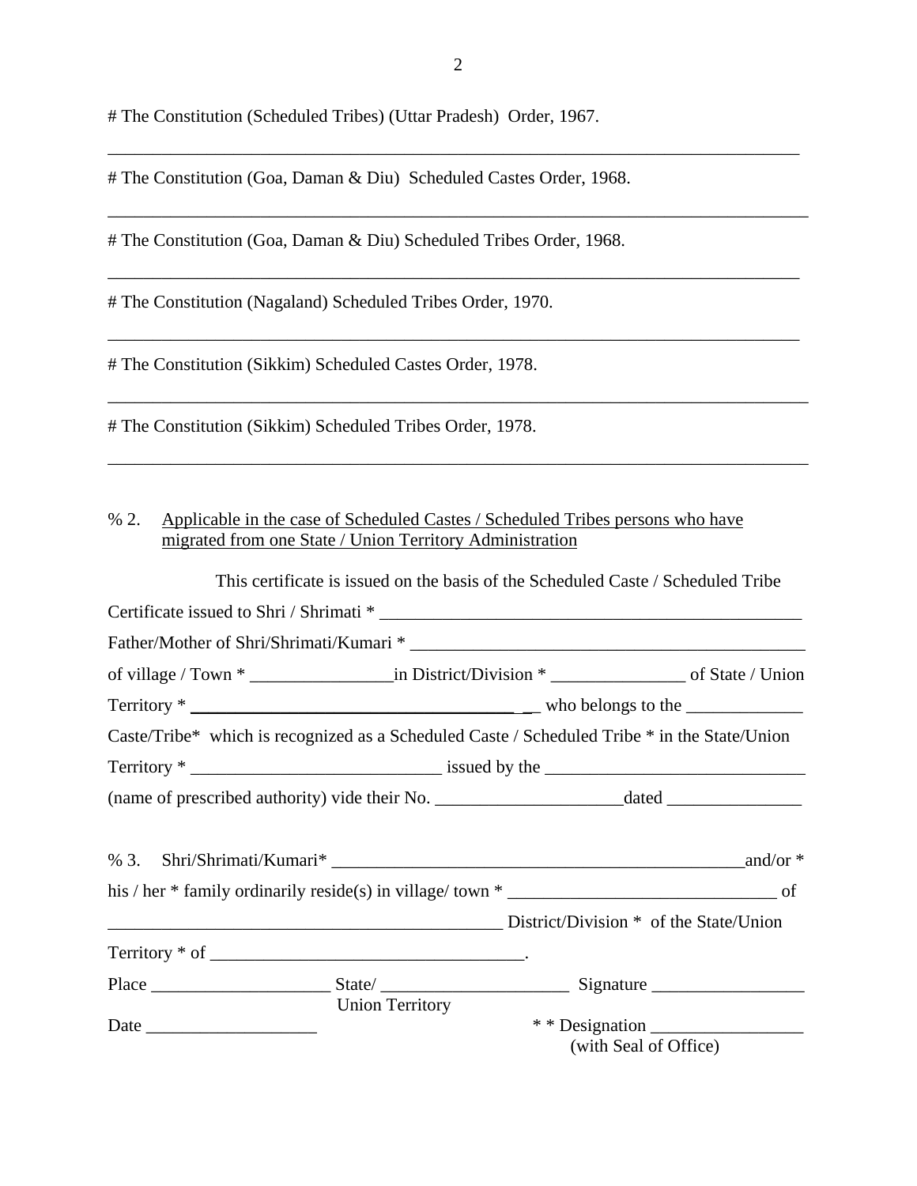# The Constitution (Scheduled Tribes) (Uttar Pradesh) Order, 1967.

---

# The Constitution (Goa, Daman & Diu) Scheduled Castes Order, 1968.

---

# The Constitution (Goa, Daman & Diu) Scheduled Tribes Order, 1968.

---

# The Constitution (Nagaland) Scheduled Tribes Order, 1970.

---

# The Constitution (Sikkim) Scheduled Castes Order, 1978.

---

# The Constitution (Sikkim) Scheduled Tribes Order, 1978.

---

% 2. <u>Applicable in the case of Scheduled Castes / Scheduled Tribes persons who have migrated from one State / Union Territory Administration</u>

This certificate is issued on the basis of the Scheduled Caste / Scheduled Tribe Certificate issued to Shri / Shrimati * ______________________________________________ Father/Mother of Shri/Shrimati/Kumari * ____________________________________________ of village / Town * ________________in District/Division * _______________ of State / Union Territory * ______________________________________ __ who belongs to the _____________ Caste/Tribe* which is recognized as a Scheduled Caste / Scheduled Tribe * in the State/Union Territory * ___________________________ issued by the ____________________________ (name of prescribed authority) vide their No. ____________________dated _______________

% 3. Shri/Shrimati/Kumari* _____________________________________________and/or * his / her * family ordinarily reside(s) in village/ town * _____________________________ of _____________________________________________ District/Division * of the State/Union Territory * of ___________________________________.

Place ____________________ State/ Union Territory _____________________ Signature _________________

Date ___________________ * * Designation _________________ (with Seal of Office)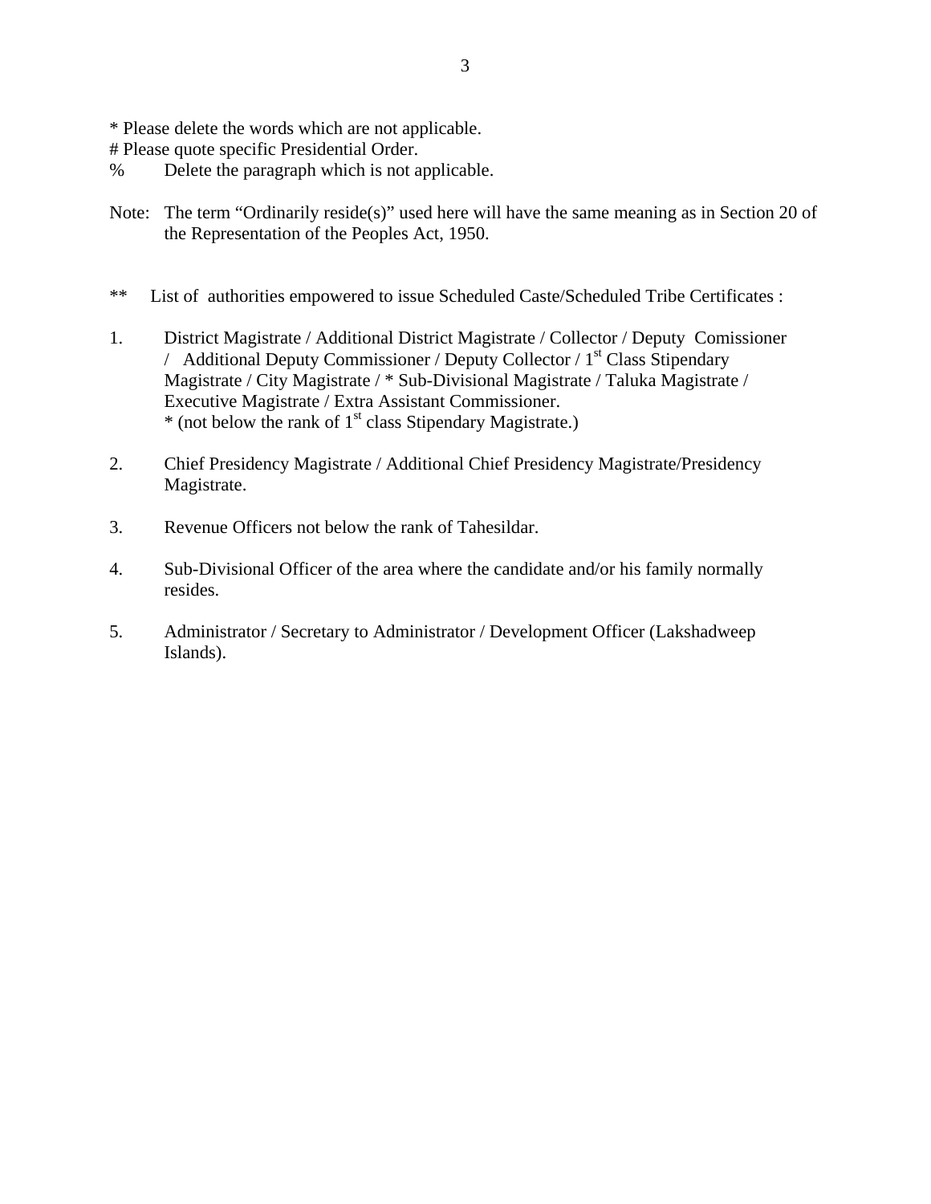* Please delete the words which are not applicable.
# Please quote specific Presidential Order.
% Delete the paragraph which is not applicable.

Note: The term “Ordinarily reside(s)” used here will have the same meaning as in Section 20 of the Representation of the Peoples Act, 1950.

** List of authorities empowered to issue Scheduled Caste/Scheduled Tribe Certificates :

1. District Magistrate / Additional District Magistrate / Collector / Deputy Comissioner / Additional Deputy Commissioner / Deputy Collector / 1st Class Stipendary Magistrate / City Magistrate / * Sub-Divisional Magistrate / Taluka Magistrate / Executive Magistrate / Extra Assistant Commissioner.
   * (not below the rank of 1st class Stipendary Magistrate.)

2. Chief Presidency Magistrate / Additional Chief Presidency Magistrate/Presidency Magistrate.

3. Revenue Officers not below the rank of Tahesildar.

4. Sub-Divisional Officer of the area where the candidate and/or his family normally resides.

5. Administrator / Secretary to Administrator / Development Officer (Lakshadweep Islands).